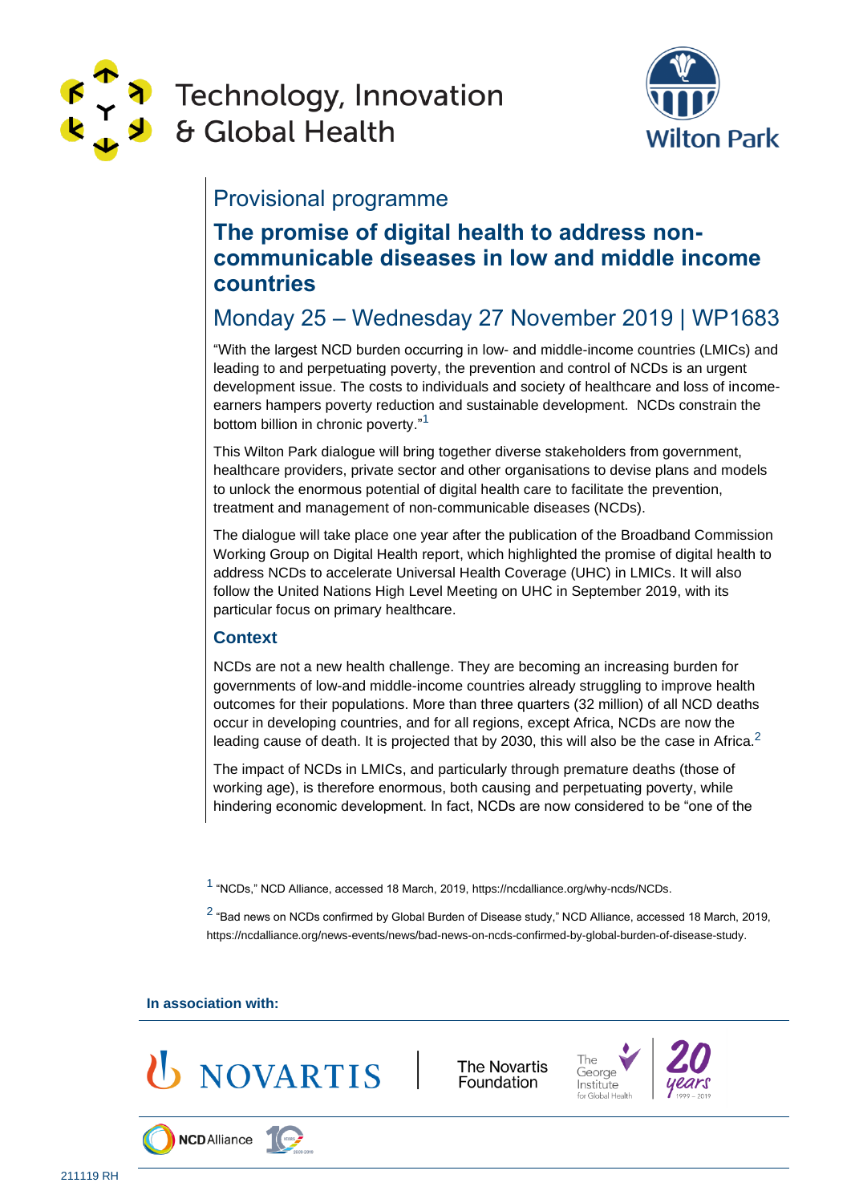Technology, Innovation & Global Health

Wilton Park

# Provisional programme

## The promise of digital health to address non-communicable diseases in low and middle income countries

## Monday 25 – Wednesday 27 November 2019 | WP1683

"With the largest NCD burden occurring in low- and middle-income countries (LMICs) and leading to and perpetuating poverty, the prevention and control of NCDs is an urgent development issue. The costs to individuals and society of healthcare and loss of income-earners hampers poverty reduction and sustainable development. NCDs constrain the bottom billion in chronic poverty."[1]

This Wilton Park dialogue will bring together diverse stakeholders from government, healthcare providers, private sector and other organisations to devise plans and models to unlock the enormous potential of digital health care to facilitate the prevention, treatment and management of non-communicable diseases (NCDs).

The dialogue will take place one year after the publication of the Broadband Commission Working Group on Digital Health report, which highlighted the promise of digital health to address NCDs to accelerate Universal Health Coverage (UHC) in LMICs. It will also follow the United Nations High Level Meeting on UHC in September 2019, with its particular focus on primary healthcare.

### Context

NCDs are not a new health challenge. They are becoming an increasing burden for governments of low-and middle-income countries already struggling to improve health outcomes for their populations. More than three quarters (32 million) of all NCD deaths occur in developing countries, and for all regions, except Africa, NCDs are now the leading cause of death. It is projected that by 2030, this will also be the case in Africa.[2]

The impact of NCDs in LMICs, and particularly through premature deaths (those of working age), is therefore enormous, both causing and perpetuating poverty, while hindering economic development. In fact, NCDs are now considered to be "one of the

[1] "NCDs," NCD Alliance, accessed 18 March, 2019, https://ncdalliance.org/why-ncds/NCDs.

[2] "Bad news on NCDs confirmed by Global Burden of Disease study," NCD Alliance, accessed 18 March, 2019, https://ncdalliance.org/news-events/news/bad-news-on-ncds-confirmed-by-global-burden-of-disease-study.

**In association with:**

NOVARTIS | The Novartis Foundation | The George Institute for Global Health | 20 years 1999 – 2019

NCDAlliance | 10 years 2009-2019

211119 RH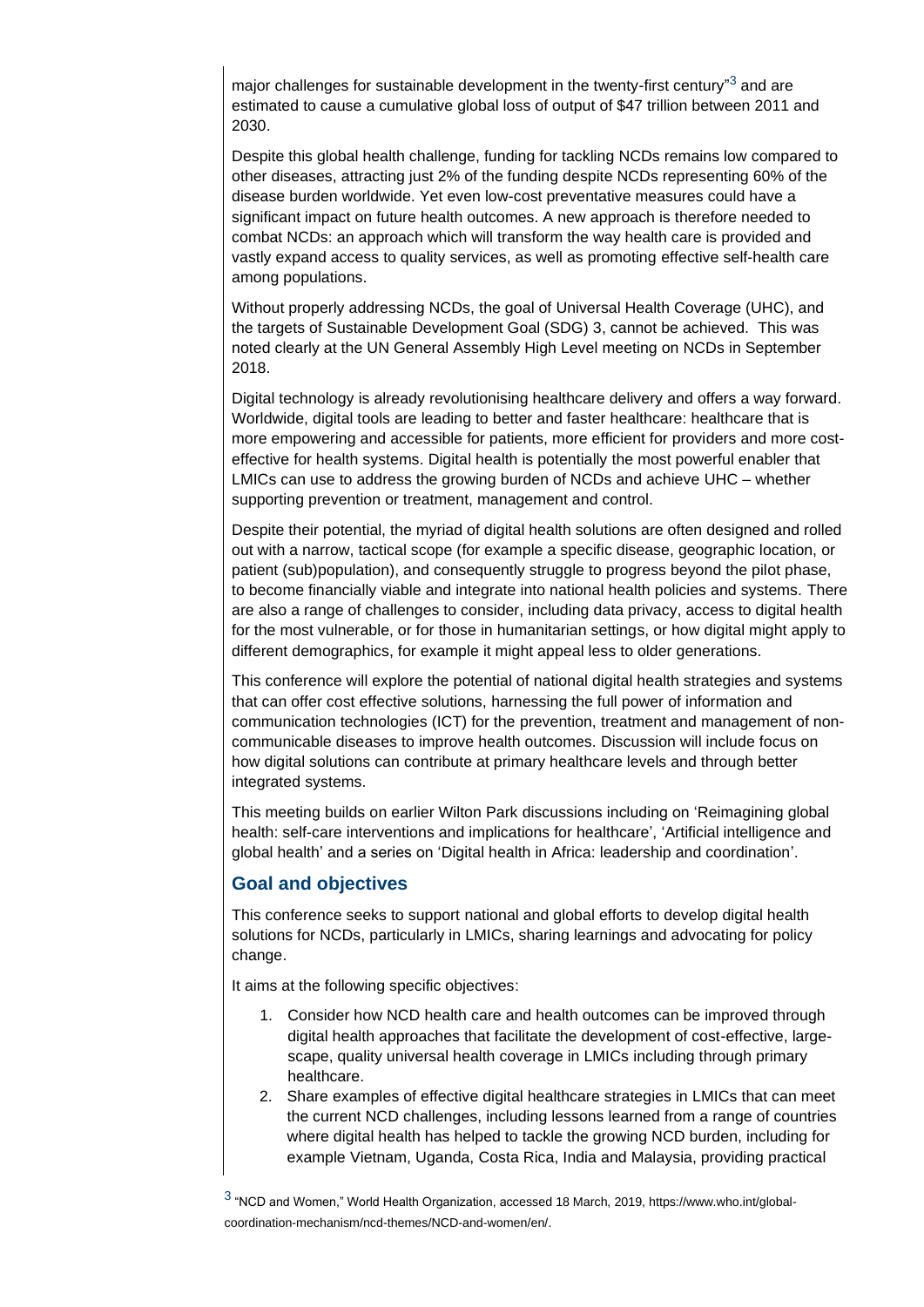major challenges for sustainable development in the twenty-first century"[3] and are estimated to cause a cumulative global loss of output of $47 trillion between 2011 and 2030.

Despite this global health challenge, funding for tackling NCDs remains low compared to other diseases, attracting just 2% of the funding despite NCDs representing 60% of the disease burden worldwide. Yet even low-cost preventative measures could have a significant impact on future health outcomes. A new approach is therefore needed to combat NCDs: an approach which will transform the way health care is provided and vastly expand access to quality services, as well as promoting effective self-health care among populations.

Without properly addressing NCDs, the goal of Universal Health Coverage (UHC), and the targets of Sustainable Development Goal (SDG) 3, cannot be achieved. This was noted clearly at the UN General Assembly High Level meeting on NCDs in September 2018.

Digital technology is already revolutionising healthcare delivery and offers a way forward. Worldwide, digital tools are leading to better and faster healthcare: healthcare that is more empowering and accessible for patients, more efficient for providers and more cost-effective for health systems. Digital health is potentially the most powerful enabler that LMICs can use to address the growing burden of NCDs and achieve UHC – whether supporting prevention or treatment, management and control.

Despite their potential, the myriad of digital health solutions are often designed and rolled out with a narrow, tactical scope (for example a specific disease, geographic location, or patient (sub)population), and consequently struggle to progress beyond the pilot phase, to become financially viable and integrate into national health policies and systems. There are also a range of challenges to consider, including data privacy, access to digital health for the most vulnerable, or for those in humanitarian settings, or how digital might apply to different demographics, for example it might appeal less to older generations.

This conference will explore the potential of national digital health strategies and systems that can offer cost effective solutions, harnessing the full power of information and communication technologies (ICT) for the prevention, treatment and management of non-communicable diseases to improve health outcomes. Discussion will include focus on how digital solutions can contribute at primary healthcare levels and through better integrated systems.

This meeting builds on earlier Wilton Park discussions including on 'Reimagining global health: self-care interventions and implications for healthcare', 'Artificial intelligence and global health' and a series on 'Digital health in Africa: leadership and coordination'.

## Goal and objectives

This conference seeks to support national and global efforts to develop digital health solutions for NCDs, particularly in LMICs, sharing learnings and advocating for policy change.

It aims at the following specific objectives:

1. Consider how NCD health care and health outcomes can be improved through digital health approaches that facilitate the development of cost-effective, large-scape, quality universal health coverage in LMICs including through primary healthcare.
2. Share examples of effective digital healthcare strategies in LMICs that can meet the current NCD challenges, including lessons learned from a range of countries where digital health has helped to tackle the growing NCD burden, including for example Vietnam, Uganda, Costa Rica, India and Malaysia, providing practical

[3] "NCD and Women," World Health Organization, accessed 18 March, 2019, https://www.who.int/global-coordination-mechanism/ncd-themes/NCD-and-women/en/.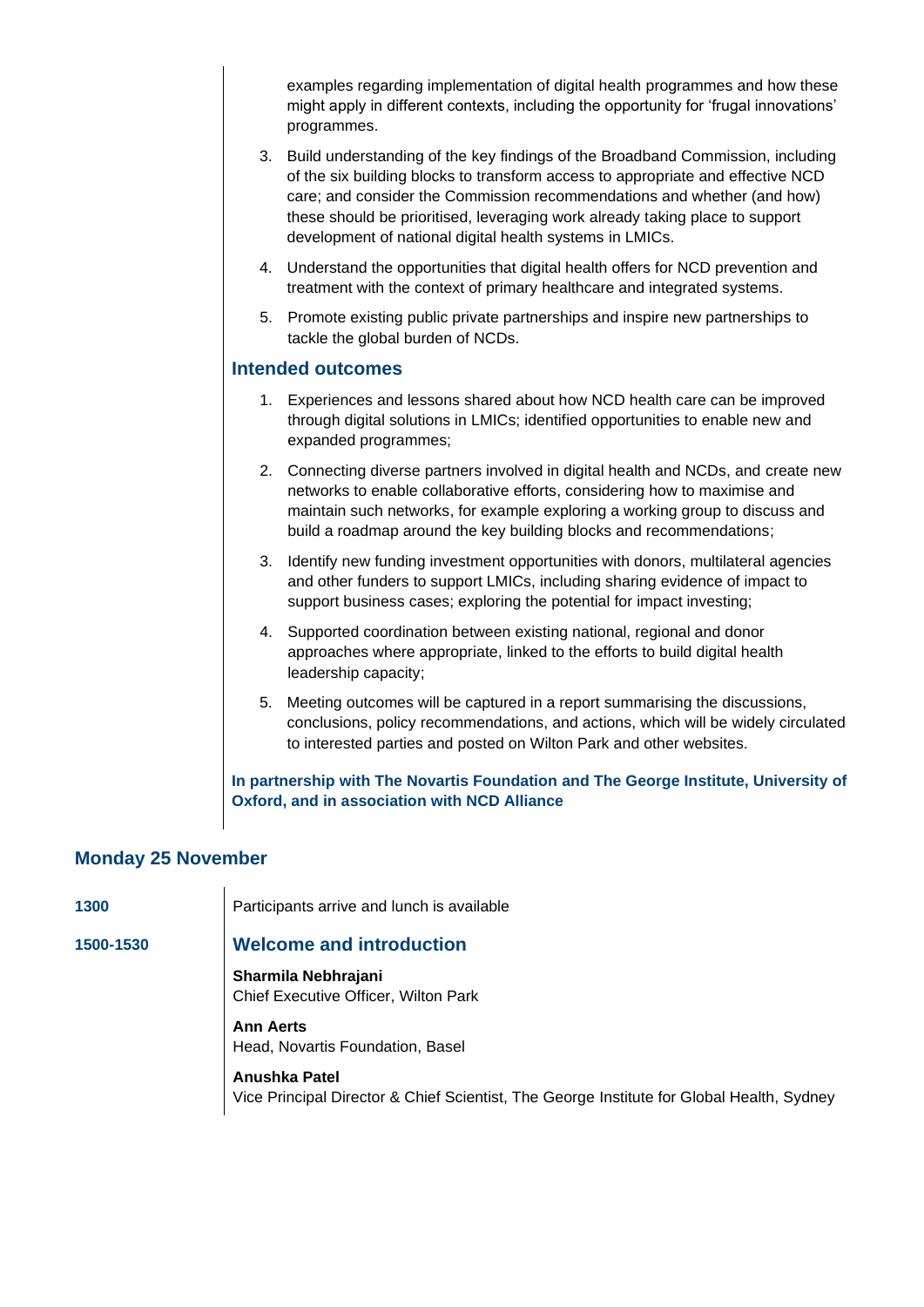examples regarding implementation of digital health programmes and how these might apply in different contexts, including the opportunity for 'frugal innovations' programmes.

3. Build understanding of the key findings of the Broadband Commission, including of the six building blocks to transform access to appropriate and effective NCD care; and consider the Commission recommendations and whether (and how) these should be prioritised, leveraging work already taking place to support development of national digital health systems in LMICs.
4. Understand the opportunities that digital health offers for NCD prevention and treatment with the context of primary healthcare and integrated systems.
5. Promote existing public private partnerships and inspire new partnerships to tackle the global burden of NCDs.

## Intended outcomes

1. Experiences and lessons shared about how NCD health care can be improved through digital solutions in LMICs; identified opportunities to enable new and expanded programmes;
2. Connecting diverse partners involved in digital health and NCDs, and create new networks to enable collaborative efforts, considering how to maximise and maintain such networks, for example exploring a working group to discuss and build a roadmap around the key building blocks and recommendations;
3. Identify new funding investment opportunities with donors, multilateral agencies and other funders to support LMICs, including sharing evidence of impact to support business cases; exploring the potential for impact investing;
4. Supported coordination between existing national, regional and donor approaches where appropriate, linked to the efforts to build digital health leadership capacity;
5. Meeting outcomes will be captured in a report summarising the discussions, conclusions, policy recommendations, and actions, which will be widely circulated to interested parties and posted on Wilton Park and other websites.

**In partnership with The Novartis Foundation and The George Institute, University of Oxford, and in association with NCD Alliance**

## Monday 25 November

**1300** Participants arrive and lunch is available

**1500-1530**

### Welcome and introduction

**Sharmila Nebhrajani**
Chief Executive Officer, Wilton Park

**Ann Aerts**
Head, Novartis Foundation, Basel

**Anushka Patel**
Vice Principal Director & Chief Scientist, The George Institute for Global Health, Sydney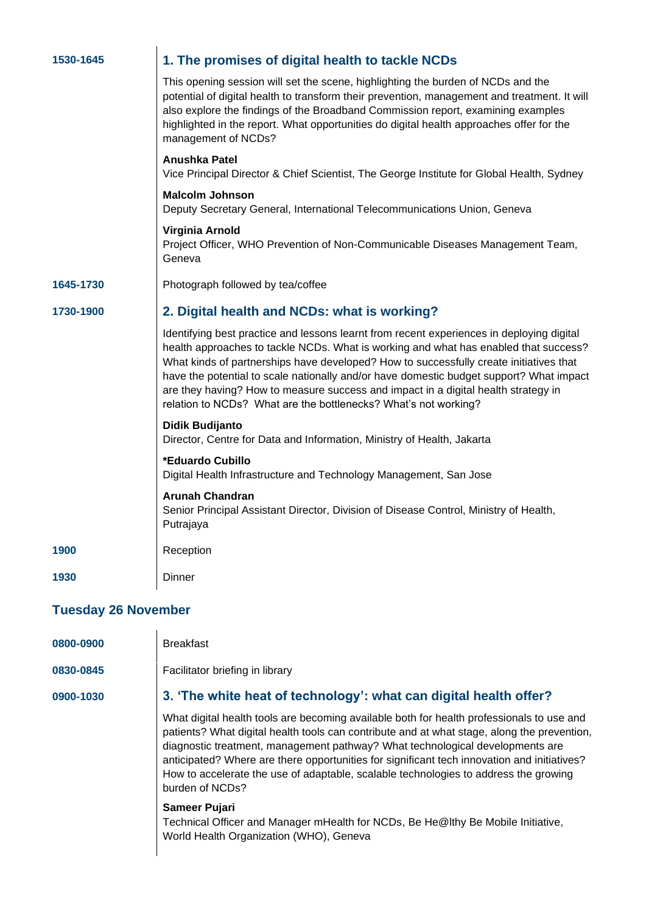**1530-1645**

### 1. The promises of digital health to tackle NCDs

This opening session will set the scene, highlighting the burden of NCDs and the potential of digital health to transform their prevention, management and treatment. It will also explore the findings of the Broadband Commission report, examining examples highlighted in the report. What opportunities do digital health approaches offer for the management of NCDs?

**Anushka Patel**
Vice Principal Director & Chief Scientist, The George Institute for Global Health, Sydney

**Malcolm Johnson**
Deputy Secretary General, International Telecommunications Union, Geneva

**Virginia Arnold**
Project Officer, WHO Prevention of Non-Communicable Diseases Management Team, Geneva

**1645-1730**

Photograph followed by tea/coffee

**1730-1900**

### 2. Digital health and NCDs: what is working?

Identifying best practice and lessons learnt from recent experiences in deploying digital health approaches to tackle NCDs. What is working and what has enabled that success? What kinds of partnerships have developed? How to successfully create initiatives that have the potential to scale nationally and/or have domestic budget support? What impact are they having? How to measure success and impact in a digital health strategy in relation to NCDs? What are the bottlenecks? What's not working?

**Didik Budijanto**
Director, Centre for Data and Information, Ministry of Health, Jakarta

***Eduardo Cubillo**
Digital Health Infrastructure and Technology Management, San Jose

**Arunah Chandran**
Senior Principal Assistant Director, Division of Disease Control, Ministry of Health, Putrajaya

**1900**

Reception

**1930**

Dinner

## Tuesday 26 November

**0800-0900**

Breakfast

**0830-0845**

Facilitator briefing in library

**0900-1030**

### 3. 'The white heat of technology': what can digital health offer?

What digital health tools are becoming available both for health professionals to use and patients? What digital health tools can contribute and at what stage, along the prevention, diagnostic treatment, management pathway? What technological developments are anticipated? Where are there opportunities for significant tech innovation and initiatives? How to accelerate the use of adaptable, scalable technologies to address the growing burden of NCDs?

**Sameer Pujari**
Technical Officer and Manager mHealth for NCDs, Be He@lthy Be Mobile Initiative, World Health Organization (WHO), Geneva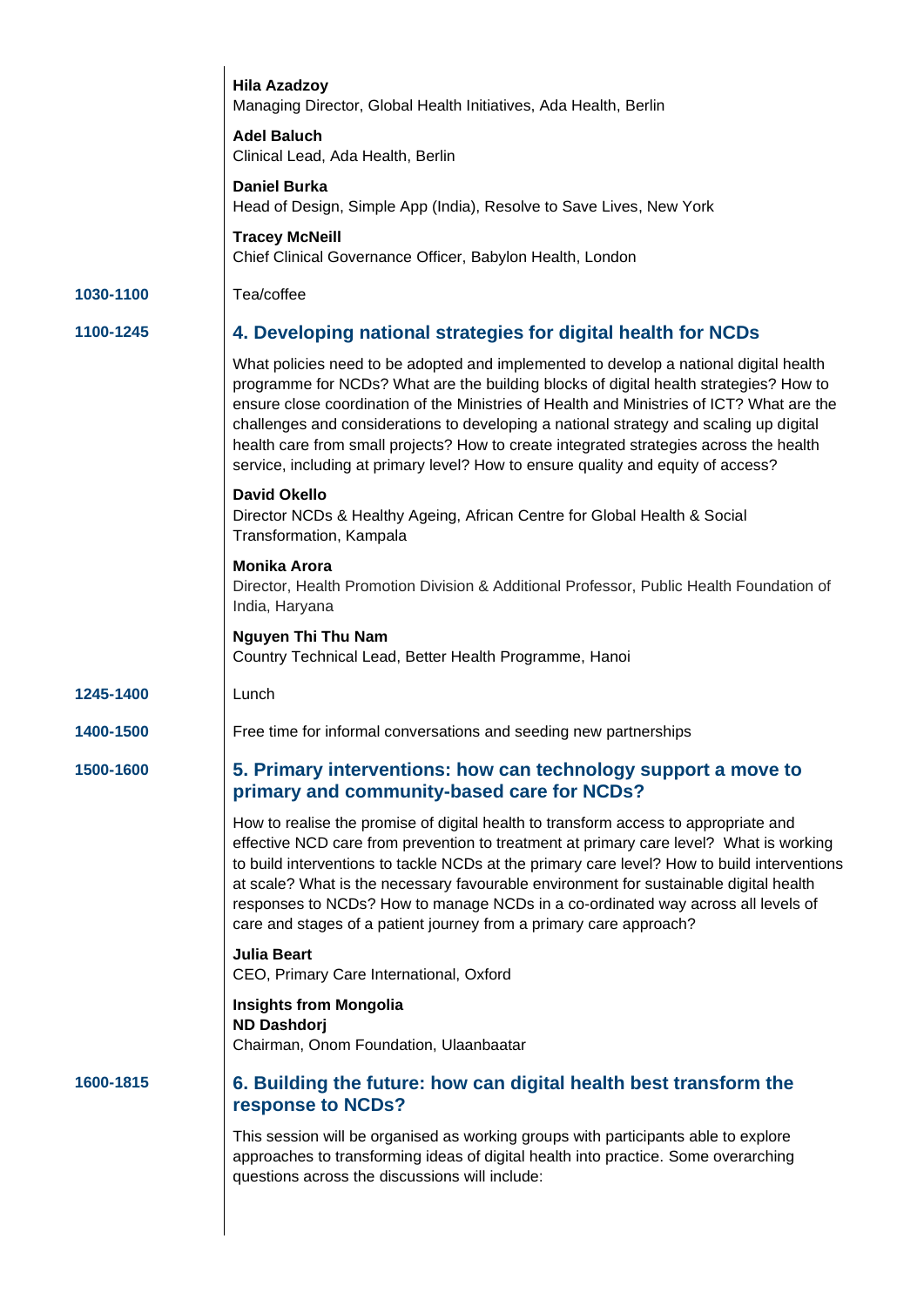**Hila Azadzoy**
Managing Director, Global Health Initiatives, Ada Health, Berlin

**Adel Baluch**
Clinical Lead, Ada Health, Berlin

**Daniel Burka**
Head of Design, Simple App (India), Resolve to Save Lives, New York

**Tracey McNeill**
Chief Clinical Governance Officer, Babylon Health, London

**1030-1100** Tea/coffee

**1100-1245**

## 4. Developing national strategies for digital health for NCDs

What policies need to be adopted and implemented to develop a national digital health programme for NCDs? What are the building blocks of digital health strategies? How to ensure close coordination of the Ministries of Health and Ministries of ICT? What are the challenges and considerations to developing a national strategy and scaling up digital health care from small projects? How to create integrated strategies across the health service, including at primary level? How to ensure quality and equity of access?

**David Okello**
Director NCDs & Healthy Ageing, African Centre for Global Health & Social Transformation, Kampala

**Monika Arora**
Director, Health Promotion Division & Additional Professor, Public Health Foundation of India, Haryana

**Nguyen Thi Thu Nam**
Country Technical Lead, Better Health Programme, Hanoi

**1245-1400** Lunch

**1400-1500** Free time for informal conversations and seeding new partnerships

**1500-1600**

## 5. Primary interventions: how can technology support a move to primary and community-based care for NCDs?

How to realise the promise of digital health to transform access to appropriate and effective NCD care from prevention to treatment at primary care level? What is working to build interventions to tackle NCDs at the primary care level? How to build interventions at scale? What is the necessary favourable environment for sustainable digital health responses to NCDs? How to manage NCDs in a co-ordinated way across all levels of care and stages of a patient journey from a primary care approach?

**Julia Beart**
CEO, Primary Care International, Oxford

**Insights from Mongolia**
**ND Dashdorj**
Chairman, Onom Foundation, Ulaanbaatar

**1600-1815**

## 6. Building the future: how can digital health best transform the response to NCDs?

This session will be organised as working groups with participants able to explore approaches to transforming ideas of digital health into practice. Some overarching questions across the discussions will include: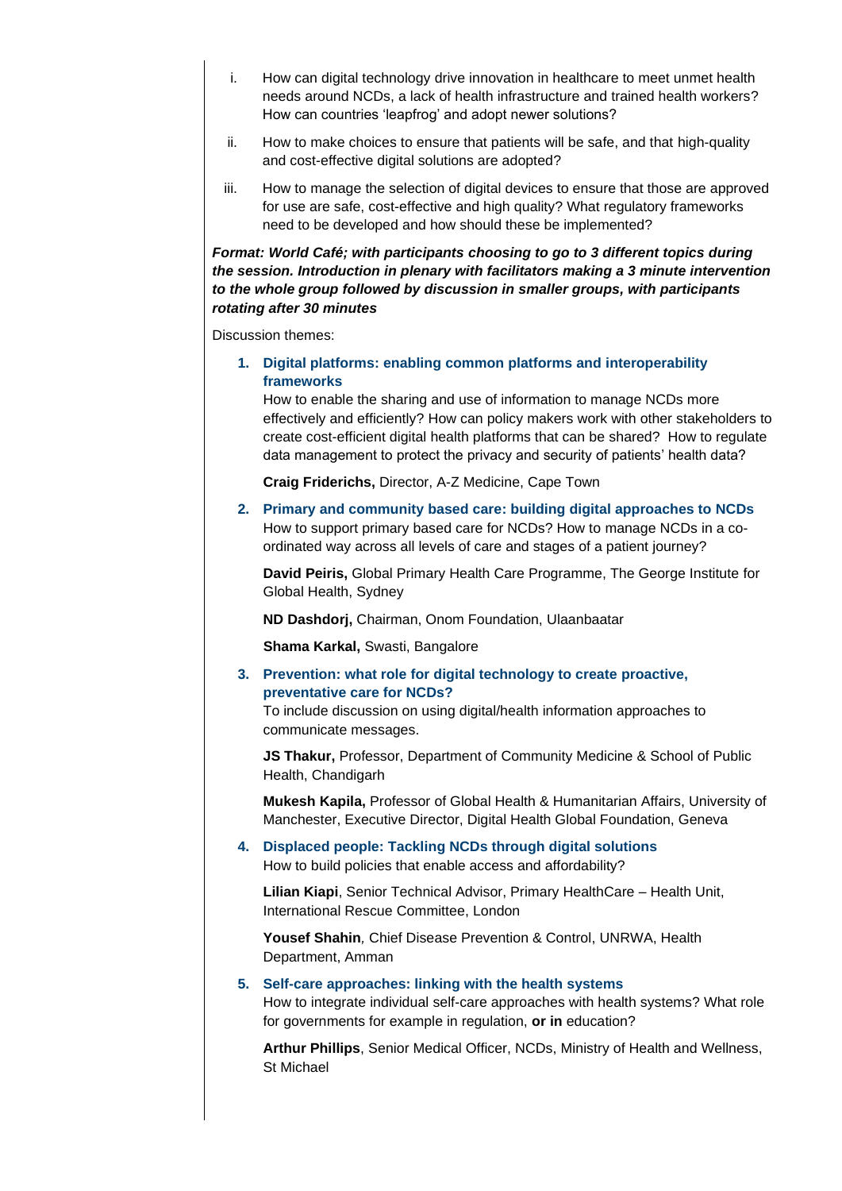i. How can digital technology drive innovation in healthcare to meet unmet health needs around NCDs, a lack of health infrastructure and trained health workers? How can countries 'leapfrog' and adopt newer solutions?

ii. How to make choices to ensure that patients will be safe, and that high-quality and cost-effective digital solutions are adopted?

iii. How to manage the selection of digital devices to ensure that those are approved for use are safe, cost-effective and high quality? What regulatory frameworks need to be developed and how should these be implemented?

***Format: World Café; with participants choosing to go to 3 different topics during the session. Introduction in plenary with facilitators making a 3 minute intervention to the whole group followed by discussion in smaller groups, with participants rotating after 30 minutes***

Discussion themes:

1. **Digital platforms: enabling common platforms and interoperability frameworks**
   How to enable the sharing and use of information to manage NCDs more effectively and efficiently? How can policy makers work with other stakeholders to create cost-efficient digital health platforms that can be shared? How to regulate data management to protect the privacy and security of patients' health data?

   **Craig Friderichs,** Director, A-Z Medicine, Cape Town

2. **Primary and community based care: building digital approaches to NCDs**
   How to support primary based care for NCDs? How to manage NCDs in a co-ordinated way across all levels of care and stages of a patient journey?

   **David Peiris,** Global Primary Health Care Programme, The George Institute for Global Health, Sydney

   **ND Dashdorj,** Chairman, Onom Foundation, Ulaanbaatar

   **Shama Karkal,** Swasti, Bangalore

3. **Prevention: what role for digital technology to create proactive, preventative care for NCDs?**
   To include discussion on using digital/health information approaches to communicate messages.

   **JS Thakur,** Professor, Department of Community Medicine & School of Public Health, Chandigarh

   **Mukesh Kapila,** Professor of Global Health & Humanitarian Affairs, University of Manchester, Executive Director, Digital Health Global Foundation, Geneva

4. **Displaced people: Tackling NCDs through digital solutions**
   How to build policies that enable access and affordability?

   **Lilian Kiapi**, Senior Technical Advisor, Primary HealthCare – Health Unit, International Rescue Committee, London

   **Yousef Shahin***,* Chief Disease Prevention & Control, UNRWA, Health Department, Amman

5. **Self-care approaches: linking with the health systems**
   How to integrate individual self-care approaches with health systems? What role for governments for example in regulation, **or in** education?

   **Arthur Phillips**, Senior Medical Officer, NCDs, Ministry of Health and Wellness, St Michael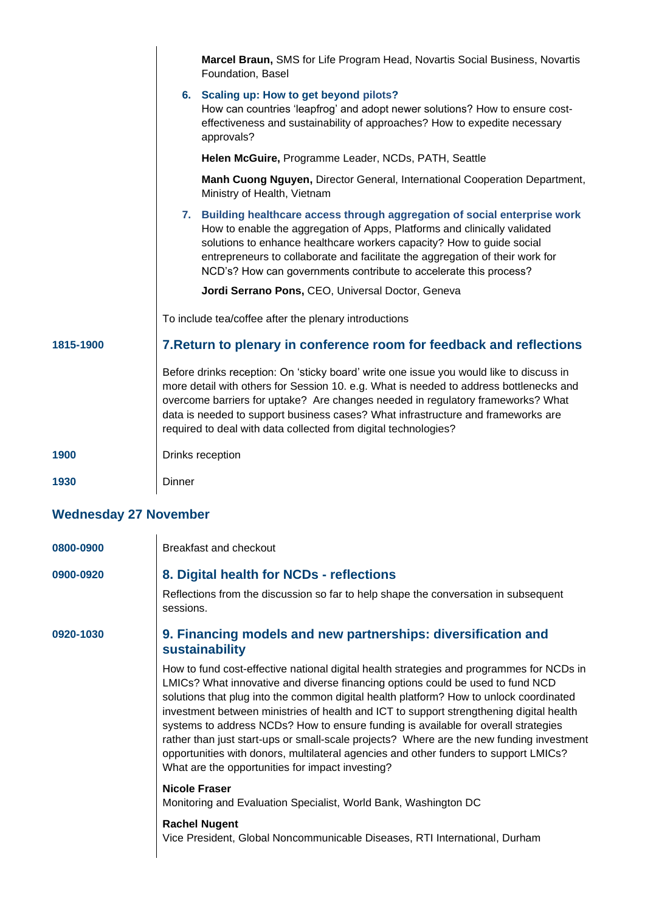**Marcel Braun,** SMS for Life Program Head, Novartis Social Business, Novartis Foundation, Basel

6. **Scaling up: How to get beyond pilots?**
   How can countries 'leapfrog' and adopt newer solutions? How to ensure cost-effectiveness and sustainability of approaches? How to expedite necessary approvals?

   **Helen McGuire,** Programme Leader, NCDs, PATH, Seattle

   **Manh Cuong Nguyen,** Director General, International Cooperation Department, Ministry of Health, Vietnam

7. **Building healthcare access through aggregation of social enterprise work**
   How to enable the aggregation of Apps, Platforms and clinically validated solutions to enhance healthcare workers capacity? How to guide social entrepreneurs to collaborate and facilitate the aggregation of their work for NCD's? How can governments contribute to accelerate this process?

   **Jordi Serrano Pons,** CEO, Universal Doctor, Geneva

To include tea/coffee after the plenary introductions

**1815-1900**

## 7.Return to plenary in conference room for feedback and reflections

Before drinks reception: On 'sticky board' write one issue you would like to discuss in more detail with others for Session 10. e.g. What is needed to address bottlenecks and overcome barriers for uptake? Are changes needed in regulatory frameworks? What data is needed to support business cases? What infrastructure and frameworks are required to deal with data collected from digital technologies?

**1900** Drinks reception

**1930** Dinner

## Wednesday 27 November

**0800-0900** Breakfast and checkout

**0900-0920**

## 8. Digital health for NCDs - reflections

Reflections from the discussion so far to help shape the conversation in subsequent sessions.

**0920-1030**

## 9. Financing models and new partnerships: diversification and sustainability

How to fund cost-effective national digital health strategies and programmes for NCDs in LMICs? What innovative and diverse financing options could be used to fund NCD solutions that plug into the common digital health platform? How to unlock coordinated investment between ministries of health and ICT to support strengthening digital health systems to address NCDs? How to ensure funding is available for overall strategies rather than just start-ups or small-scale projects? Where are the new funding investment opportunities with donors, multilateral agencies and other funders to support LMICs? What are the opportunities for impact investing?

**Nicole Fraser**
Monitoring and Evaluation Specialist, World Bank, Washington DC

**Rachel Nugent**
Vice President, Global Noncommunicable Diseases, RTI International, Durham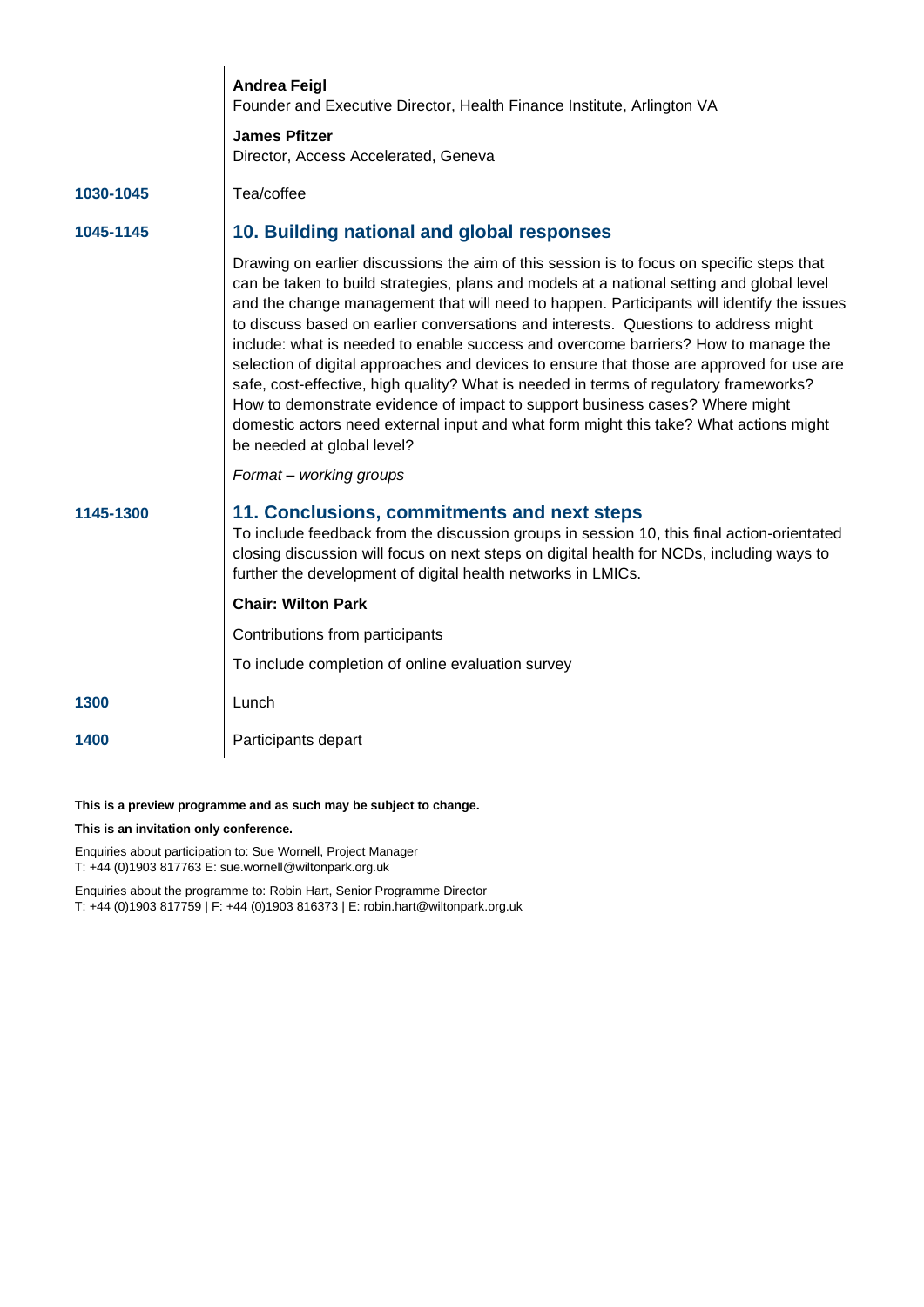**Andrea Feigl**
Founder and Executive Director, Health Finance Institute, Arlington VA

**James Pfitzer**
Director, Access Accelerated, Geneva

**1030-1045** Tea/coffee

**1045-1145**

## 10. Building national and global responses

Drawing on earlier discussions the aim of this session is to focus on specific steps that can be taken to build strategies, plans and models at a national setting and global level and the change management that will need to happen. Participants will identify the issues to discuss based on earlier conversations and interests. Questions to address might include: what is needed to enable success and overcome barriers? How to manage the selection of digital approaches and devices to ensure that those are approved for use are safe, cost-effective, high quality? What is needed in terms of regulatory frameworks? How to demonstrate evidence of impact to support business cases? Where might domestic actors need external input and what form might this take? What actions might be needed at global level?

*Format – working groups*

**1145-1300**

## 11. Conclusions, commitments and next steps

To include feedback from the discussion groups in session 10, this final action-orientated closing discussion will focus on next steps on digital health for NCDs, including ways to further the development of digital health networks in LMICs.

**Chair: Wilton Park**

Contributions from participants

To include completion of online evaluation survey

**1300** Lunch

**1400** Participants depart

**This is a preview programme and as such may be subject to change.**

**This is an invitation only conference.**

Enquiries about participation to: Sue Wornell, Project Manager
T: +44 (0)1903 817763 E: sue.wornell@wiltonpark.org.uk

Enquiries about the programme to: Robin Hart, Senior Programme Director
T: +44 (0)1903 817759 | F: +44 (0)1903 816373 | E: robin.hart@wiltonpark.org.uk